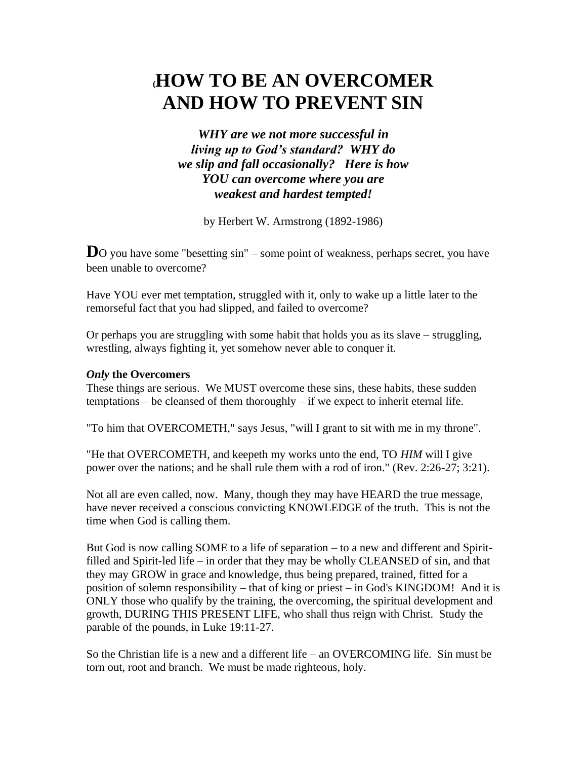# (HOW TO BE AN OVERCOMER AND HOW TO PREVENT SIN

***WHY are we not more successful in living up to God's standard? WHY do we slip and fall occasionally? Here is how YOU can overcome where you are weakest and hardest tempted!***

by Herbert W. Armstrong (1892-1986)

**D**O you have some "besetting sin" – some point of weakness, perhaps secret, you have been unable to overcome?

Have YOU ever met temptation, struggled with it, only to wake up a little later to the remorseful fact that you had slipped, and failed to overcome?

Or perhaps you are struggling with some habit that holds you as its slave – struggling, wrestling, always fighting it, yet somehow never able to conquer it.

***Only* the Overcomers**

These things are serious. We MUST overcome these sins, these habits, these sudden temptations – be cleansed of them thoroughly – if we expect to inherit eternal life.

"To him that OVERCOMETH," says Jesus, "will I grant to sit with me in my throne".

"He that OVERCOMETH, and keepeth my works unto the end, TO *HIM* will I give power over the nations; and he shall rule them with a rod of iron." (Rev. 2:26-27; 3:21).

Not all are even called, now. Many, though they may have HEARD the true message, have never received a conscious convicting KNOWLEDGE of the truth. This is not the time when God is calling them.

But God is now calling SOME to a life of separation – to a new and different and Spirit-filled and Spirit-led life – in order that they may be wholly CLEANSED of sin, and that they may GROW in grace and knowledge, thus being prepared, trained, fitted for a position of solemn responsibility – that of king or priest – in God's KINGDOM! And it is ONLY those who qualify by the training, the overcoming, the spiritual development and growth, DURING THIS PRESENT LIFE, who shall thus reign with Christ. Study the parable of the pounds, in Luke 19:11-27.

So the Christian life is a new and a different life – an OVERCOMING life. Sin must be torn out, root and branch. We must be made righteous, holy.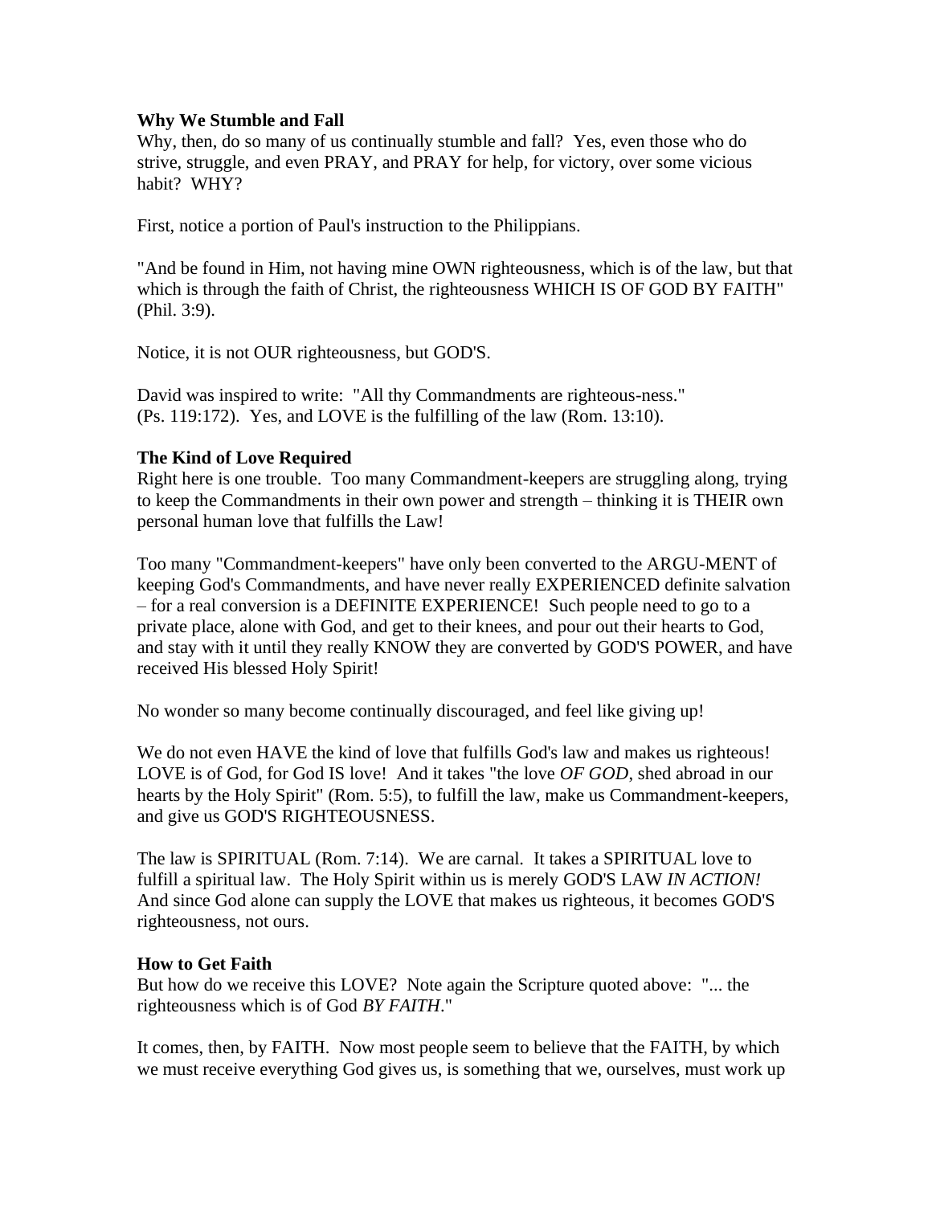**Why We Stumble and Fall**

Why, then, do so many of us continually stumble and fall? Yes, even those who do strive, struggle, and even PRAY, and PRAY for help, for victory, over some vicious habit? WHY?

First, notice a portion of Paul's instruction to the Philippians.

"And be found in Him, not having mine OWN righteousness, which is of the law, but that which is through the faith of Christ, the righteousness WHICH IS OF GOD BY FAITH" (Phil. 3:9).

Notice, it is not OUR righteousness, but GOD'S.

David was inspired to write: "All thy Commandments are righteous-ness." (Ps. 119:172). Yes, and LOVE is the fulfilling of the law (Rom. 13:10).

**The Kind of Love Required**

Right here is one trouble. Too many Commandment-keepers are struggling along, trying to keep the Commandments in their own power and strength – thinking it is THEIR own personal human love that fulfills the Law!

Too many "Commandment-keepers" have only been converted to the ARGU-MENT of keeping God's Commandments, and have never really EXPERIENCED definite salvation – for a real conversion is a DEFINITE EXPERIENCE! Such people need to go to a private place, alone with God, and get to their knees, and pour out their hearts to God, and stay with it until they really KNOW they are converted by GOD'S POWER, and have received His blessed Holy Spirit!

No wonder so many become continually discouraged, and feel like giving up!

We do not even HAVE the kind of love that fulfills God's law and makes us righteous! LOVE is of God, for God IS love! And it takes "the love *OF GOD*, shed abroad in our hearts by the Holy Spirit" (Rom. 5:5), to fulfill the law, make us Commandment-keepers, and give us GOD'S RIGHTEOUSNESS.

The law is SPIRITUAL (Rom. 7:14). We are carnal. It takes a SPIRITUAL love to fulfill a spiritual law. The Holy Spirit within us is merely GOD'S LAW *IN ACTION!* And since God alone can supply the LOVE that makes us righteous, it becomes GOD'S righteousness, not ours.

**How to Get Faith**

But how do we receive this LOVE? Note again the Scripture quoted above: "... the righteousness which is of God *BY FAITH*."

It comes, then, by FAITH. Now most people seem to believe that the FAITH, by which we must receive everything God gives us, is something that we, ourselves, must work up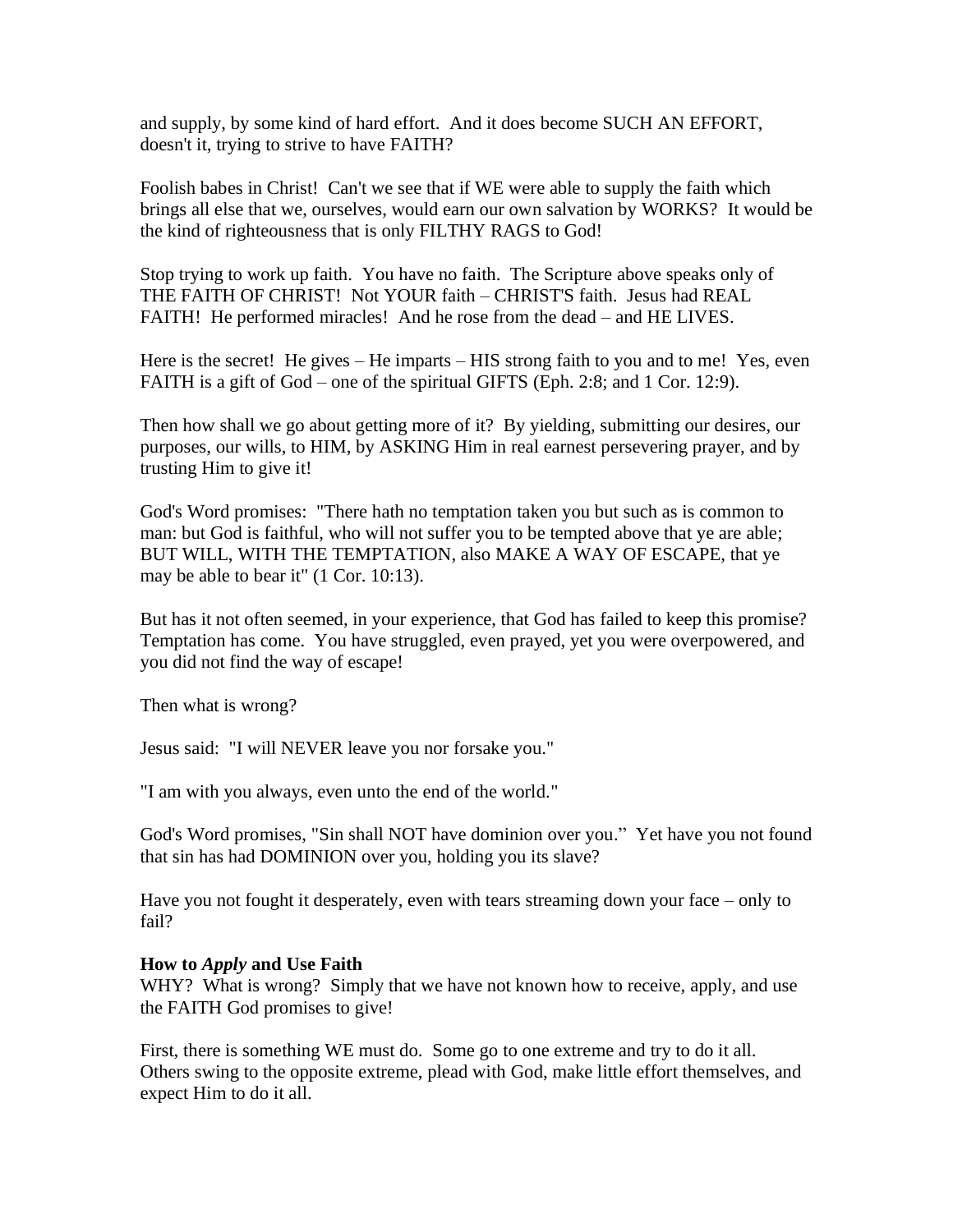and supply, by some kind of hard effort. And it does become SUCH AN EFFORT, doesn't it, trying to strive to have FAITH?

Foolish babes in Christ! Can't we see that if WE were able to supply the faith which brings all else that we, ourselves, would earn our own salvation by WORKS? It would be the kind of righteousness that is only FILTHY RAGS to God!

Stop trying to work up faith. You have no faith. The Scripture above speaks only of THE FAITH OF CHRIST! Not YOUR faith – CHRIST'S faith. Jesus had REAL FAITH! He performed miracles! And he rose from the dead – and HE LIVES.

Here is the secret! He gives – He imparts – HIS strong faith to you and to me! Yes, even FAITH is a gift of God – one of the spiritual GIFTS (Eph. 2:8; and 1 Cor. 12:9).

Then how shall we go about getting more of it? By yielding, submitting our desires, our purposes, our wills, to HIM, by ASKING Him in real earnest persevering prayer, and by trusting Him to give it!

God's Word promises: "There hath no temptation taken you but such as is common to man: but God is faithful, who will not suffer you to be tempted above that ye are able; BUT WILL, WITH THE TEMPTATION, also MAKE A WAY OF ESCAPE, that ye may be able to bear it" (1 Cor. 10:13).

But has it not often seemed, in your experience, that God has failed to keep this promise? Temptation has come. You have struggled, even prayed, yet you were overpowered, and you did not find the way of escape!

Then what is wrong?

Jesus said: "I will NEVER leave you nor forsake you."

"I am with you always, even unto the end of the world."

God's Word promises, "Sin shall NOT have dominion over you." Yet have you not found that sin has had DOMINION over you, holding you its slave?

Have you not fought it desperately, even with tears streaming down your face – only to fail?

**How to *Apply* and Use Faith**

WHY? What is wrong? Simply that we have not known how to receive, apply, and use the FAITH God promises to give!

First, there is something WE must do. Some go to one extreme and try to do it all. Others swing to the opposite extreme, plead with God, make little effort themselves, and expect Him to do it all.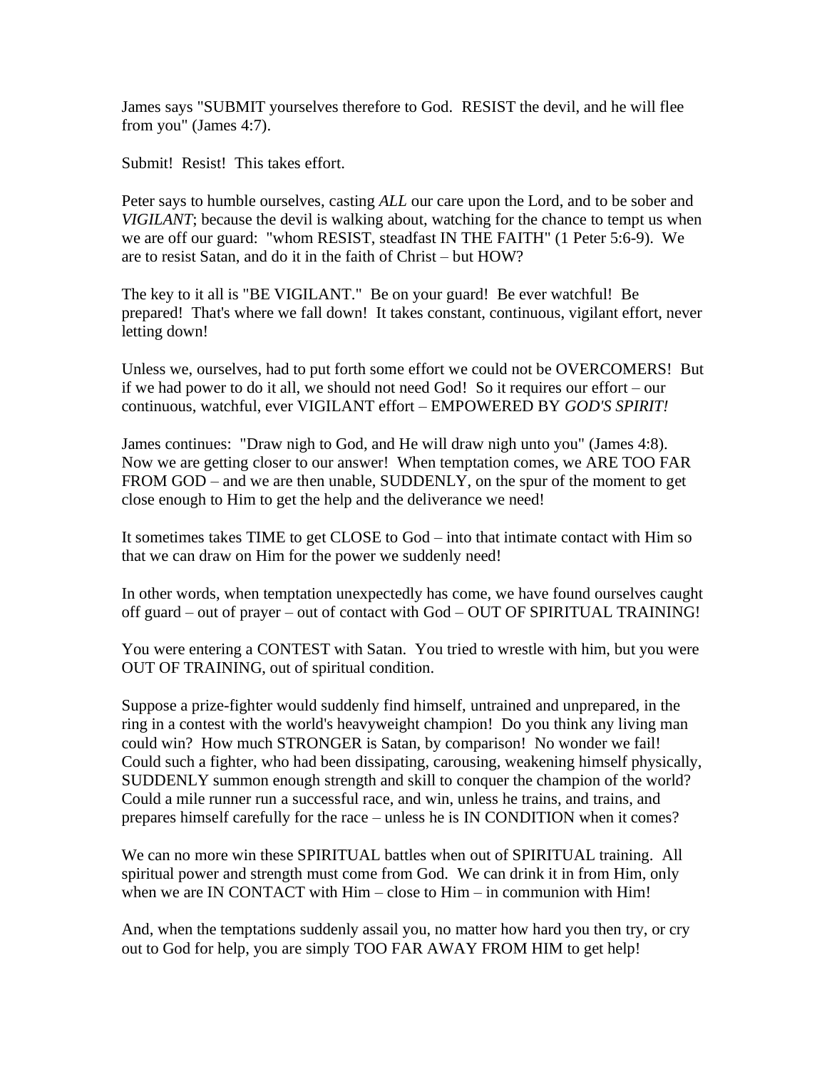James says "SUBMIT yourselves therefore to God.  RESIST the devil, and he will flee from you" (James 4:7).

Submit!  Resist!  This takes effort.

Peter says to humble ourselves, casting *ALL* our care upon the Lord, and to be sober and *VIGILANT*; because the devil is walking about, watching for the chance to tempt us when we are off our guard:  "whom RESIST, steadfast IN THE FAITH" (1 Peter 5:6-9).  We are to resist Satan, and do it in the faith of Christ – but HOW?

The key to it all is "BE VIGILANT."  Be on your guard!  Be ever watchful!  Be prepared!  That's where we fall down!  It takes constant, continuous, vigilant effort, never letting down!

Unless we, ourselves, had to put forth some effort we could not be OVERCOMERS!  But if we had power to do it all, we should not need God!  So it requires our effort – our continuous, watchful, ever VIGILANT effort – EMPOWERED BY *GOD'S SPIRIT!*

James continues:  "Draw nigh to God, and He will draw nigh unto you" (James 4:8).  Now we are getting closer to our answer!  When temptation comes, we ARE TOO FAR FROM GOD – and we are then unable, SUDDENLY, on the spur of the moment to get close enough to Him to get the help and the deliverance we need!

It sometimes takes TIME to get CLOSE to God – into that intimate contact with Him so that we can draw on Him for the power we suddenly need!

In other words, when temptation unexpectedly has come, we have found ourselves caught off guard – out of prayer – out of contact with God – OUT OF SPIRITUAL TRAINING!

You were entering a CONTEST with Satan.  You tried to wrestle with him, but you were OUT OF TRAINING, out of spiritual condition.

Suppose a prize-fighter would suddenly find himself, untrained and unprepared, in the ring in a contest with the world's heavyweight champion!  Do you think any living man could win?  How much STRONGER is Satan, by comparison!  No wonder we fail!  Could such a fighter, who had been dissipating, carousing, weakening himself physically, SUDDENLY summon enough strength and skill to conquer the champion of the world?  Could a mile runner run a successful race, and win, unless he trains, and trains, and prepares himself carefully for the race – unless he is IN CONDITION when it comes?

We can no more win these SPIRITUAL battles when out of SPIRITUAL training.  All spiritual power and strength must come from God.  We can drink it in from Him, only when we are IN CONTACT with Him – close to Him – in communion with Him!

And, when the temptations suddenly assail you, no matter how hard you then try, or cry out to God for help, you are simply TOO FAR AWAY FROM HIM to get help!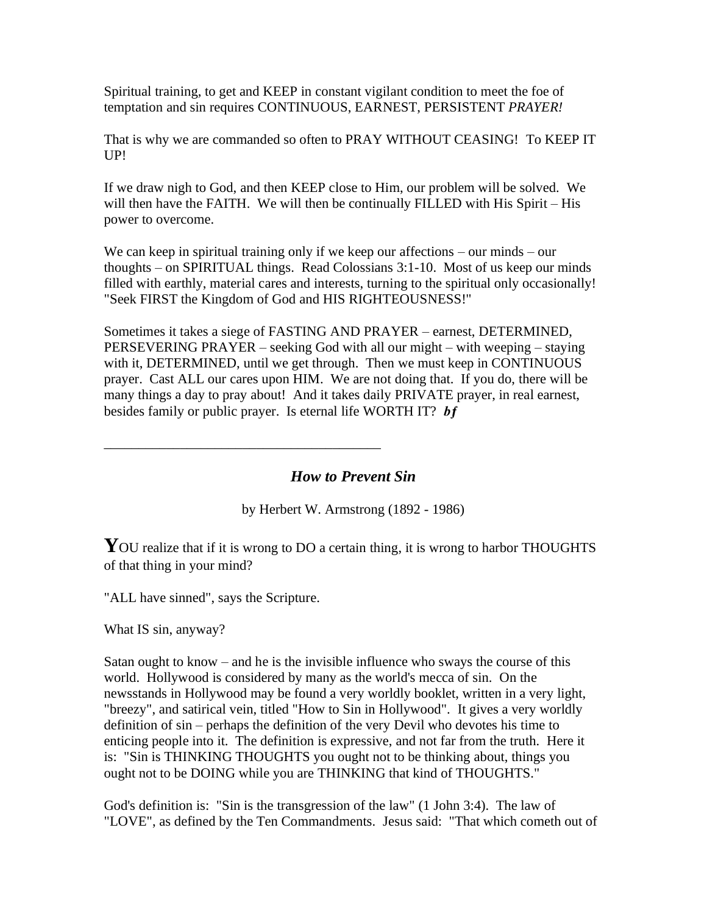Spiritual training, to get and KEEP in constant vigilant condition to meet the foe of temptation and sin requires CONTINUOUS, EARNEST, PERSISTENT ***PRAYER!***

That is why we are commanded so often to PRAY WITHOUT CEASING! To KEEP IT UP!

If we draw nigh to God, and then KEEP close to Him, our problem will be solved. We will then have the FAITH. We will then be continually FILLED with His Spirit – His power to overcome.

We can keep in spiritual training only if we keep our affections – our minds – our thoughts – on SPIRITUAL things. Read Colossians 3:1-10. Most of us keep our minds filled with earthly, material cares and interests, turning to the spiritual only occasionally! "Seek FIRST the Kingdom of God and HIS RIGHTEOUSNESS!"

Sometimes it takes a siege of FASTING AND PRAYER – earnest, DETERMINED, PERSEVERING PRAYER – seeking God with all our might – with weeping – staying with it, DETERMINED, until we get through. Then we must keep in CONTINUOUS prayer. Cast ALL our cares upon HIM. We are not doing that. If you do, there will be many things a day to pray about! And it takes daily PRIVATE prayer, in real earnest, besides family or public prayer. Is eternal life WORTH IT? ***bf***

---

## *How to Prevent Sin*

by Herbert W. Armstrong (1892 - 1986)

**Y**OU realize that if it is wrong to DO a certain thing, it is wrong to harbor THOUGHTS of that thing in your mind?

"ALL have sinned", says the Scripture.

What IS sin, anyway?

Satan ought to know – and he is the invisible influence who sways the course of this world. Hollywood is considered by many as the world's mecca of sin. On the newsstands in Hollywood may be found a very worldly booklet, written in a very light, "breezy", and satirical vein, titled "How to Sin in Hollywood". It gives a very worldly definition of sin – perhaps the definition of the very Devil who devotes his time to enticing people into it. The definition is expressive, and not far from the truth. Here it is: "Sin is THINKING THOUGHTS you ought not to be thinking about, things you ought not to be DOING while you are THINKING that kind of THOUGHTS."

God's definition is: "Sin is the transgression of the law" (1 John 3:4). The law of "LOVE", as defined by the Ten Commandments. Jesus said: "That which cometh out of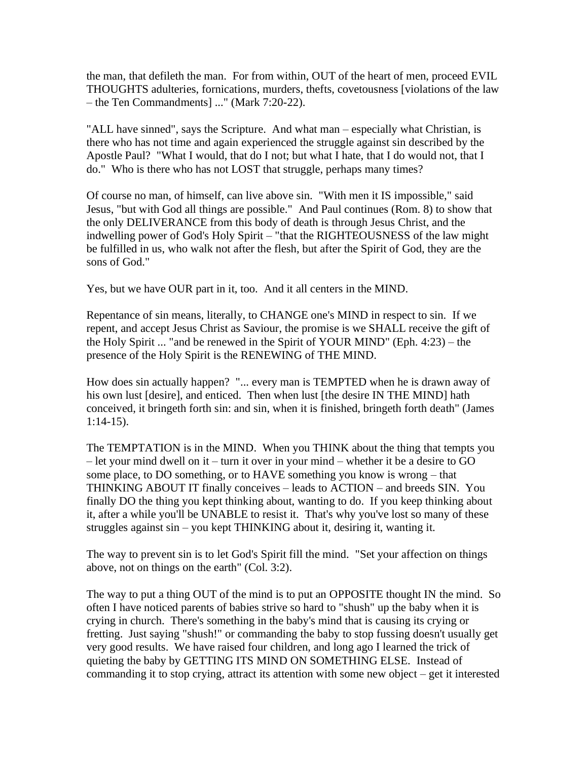the man, that defileth the man. For from within, OUT of the heart of men, proceed EVIL THOUGHTS adulteries, fornications, murders, thefts, covetousness [violations of the law – the Ten Commandments] ..." (Mark 7:20-22).

"ALL have sinned", says the Scripture. And what man – especially what Christian, is there who has not time and again experienced the struggle against sin described by the Apostle Paul? "What I would, that do I not; but what I hate, that I do would not, that I do." Who is there who has not LOST that struggle, perhaps many times?

Of course no man, of himself, can live above sin. "With men it IS impossible," said Jesus, "but with God all things are possible." And Paul continues (Rom. 8) to show that the only DELIVERANCE from this body of death is through Jesus Christ, and the indwelling power of God's Holy Spirit – "that the RIGHTEOUSNESS of the law might be fulfilled in us, who walk not after the flesh, but after the Spirit of God, they are the sons of God."

Yes, but we have OUR part in it, too. And it all centers in the MIND.

Repentance of sin means, literally, to CHANGE one's MIND in respect to sin. If we repent, and accept Jesus Christ as Saviour, the promise is we SHALL receive the gift of the Holy Spirit ... "and be renewed in the Spirit of YOUR MIND" (Eph. 4:23) – the presence of the Holy Spirit is the RENEWING of THE MIND.

How does sin actually happen? "... every man is TEMPTED when he is drawn away of his own lust [desire], and enticed. Then when lust [the desire IN THE MIND] hath conceived, it bringeth forth sin: and sin, when it is finished, bringeth forth death" (James 1:14-15).

The TEMPTATION is in the MIND. When you THINK about the thing that tempts you – let your mind dwell on it – turn it over in your mind – whether it be a desire to GO some place, to DO something, or to HAVE something you know is wrong – that THINKING ABOUT IT finally conceives – leads to ACTION – and breeds SIN. You finally DO the thing you kept thinking about, wanting to do. If you keep thinking about it, after a while you'll be UNABLE to resist it. That's why you've lost so many of these struggles against sin – you kept THINKING about it, desiring it, wanting it.

The way to prevent sin is to let God's Spirit fill the mind. "Set your affection on things above, not on things on the earth" (Col. 3:2).

The way to put a thing OUT of the mind is to put an OPPOSITE thought IN the mind. So often I have noticed parents of babies strive so hard to "shush" up the baby when it is crying in church. There's something in the baby's mind that is causing its crying or fretting. Just saying "shush!" or commanding the baby to stop fussing doesn't usually get very good results. We have raised four children, and long ago I learned the trick of quieting the baby by GETTING ITS MIND ON SOMETHING ELSE. Instead of commanding it to stop crying, attract its attention with some new object – get it interested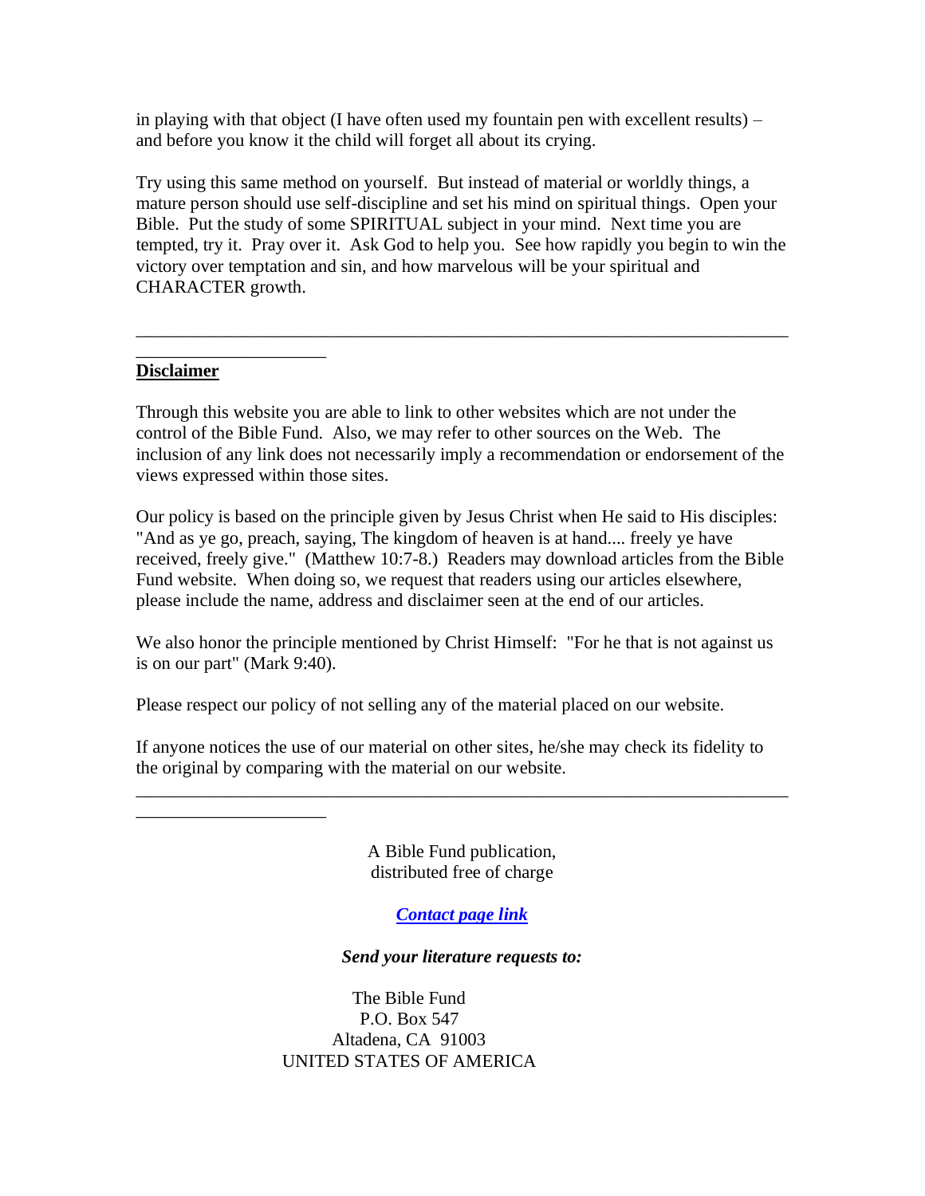in playing with that object (I have often used my fountain pen with excellent results) – and before you know it the child will forget all about its crying.

Try using this same method on yourself. But instead of material or worldly things, a mature person should use self-discipline and set his mind on spiritual things. Open your Bible. Put the study of some SPIRITUAL subject in your mind. Next time you are tempted, try it. Pray over it. Ask God to help you. See how rapidly you begin to win the victory over temptation and sin, and how marvelous will be your spiritual and CHARACTER growth.

---

**Disclaimer**

Through this website you are able to link to other websites which are not under the control of the Bible Fund. Also, we may refer to other sources on the Web. The inclusion of any link does not necessarily imply a recommendation or endorsement of the views expressed within those sites.

Our policy is based on the principle given by Jesus Christ when He said to His disciples: "And as ye go, preach, saying, The kingdom of heaven is at hand.... freely ye have received, freely give." (Matthew 10:7-8.) Readers may download articles from the Bible Fund website. When doing so, we request that readers using our articles elsewhere, please include the name, address and disclaimer seen at the end of our articles.

We also honor the principle mentioned by Christ Himself: "For he that is not against us is on our part" (Mark 9:40).

Please respect our policy of not selling any of the material placed on our website.

If anyone notices the use of our material on other sites, he/she may check its fidelity to the original by comparing with the material on our website.

---

A Bible Fund publication,
distributed free of charge

***Contact page link***

***Send your literature requests to:***

The Bible Fund
P.O. Box 547
Altadena, CA 91003
UNITED STATES OF AMERICA